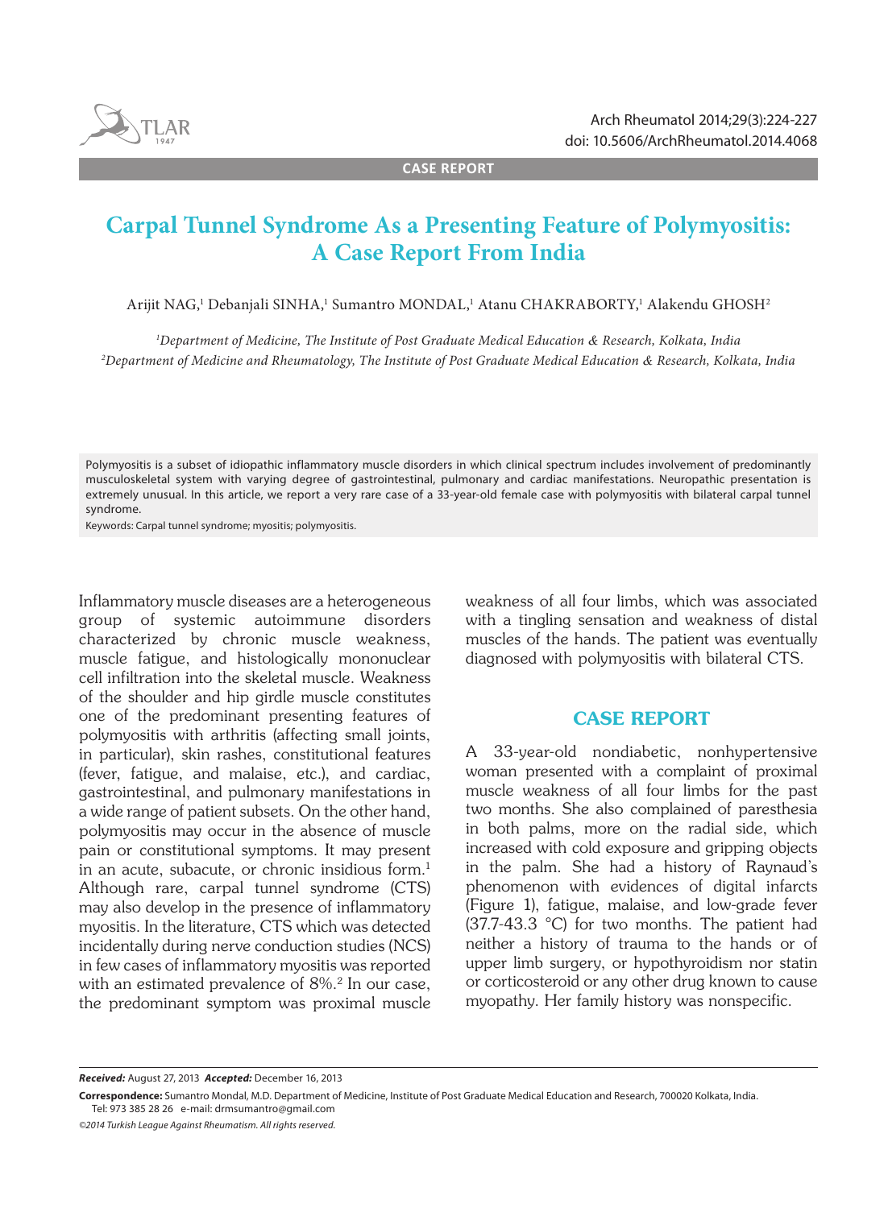CASE REPORT

# Carpal Tunnel Syndrome As a Presenting Feature of Polymyositis: A Case Report From India

Arijit NAG,[1] Debanjali SINHA,[1] Sumantro MONDAL,[1] Atanu CHAKRABORTY,[1] Alakendu GHOSH[2]

[1]*Department of Medicine, The Institute of Post Graduate Medical Education & Research, Kolkata, India*
[2]*Department of Medicine and Rheumatology, The Institute of Post Graduate Medical Education & Research, Kolkata, India*

Polymyositis is a subset of idiopathic inflammatory muscle disorders in which clinical spectrum includes involvement of predominantly musculoskeletal system with varying degree of gastrointestinal, pulmonary and cardiac manifestations. Neuropathic presentation is extremely unusual. In this article, we report a very rare case of a 33-year-old female case with polymyositis with bilateral carpal tunnel syndrome.

Keywords: Carpal tunnel syndrome; myositis; polymyositis.

Inflammatory muscle diseases are a heterogeneous group of systemic autoimmune disorders characterized by chronic muscle weakness, muscle fatigue, and histologically mononuclear cell infiltration into the skeletal muscle. Weakness of the shoulder and hip girdle muscle constitutes one of the predominant presenting features of polymyositis with arthritis (affecting small joints, in particular), skin rashes, constitutional features (fever, fatigue, and malaise, etc.), and cardiac, gastrointestinal, and pulmonary manifestations in a wide range of patient subsets. On the other hand, polymyositis may occur in the absence of muscle pain or constitutional symptoms. It may present in an acute, subacute, or chronic insidious form.[1] Although rare, carpal tunnel syndrome (CTS) may also develop in the presence of inflammatory myositis. In the literature, CTS which was detected incidentally during nerve conduction studies (NCS) in few cases of inflammatory myositis was reported with an estimated prevalence of 8%.[2] In our case, the predominant symptom was proximal muscle weakness of all four limbs, which was associated with a tingling sensation and weakness of distal muscles of the hands. The patient was eventually diagnosed with polymyositis with bilateral CTS.

## CASE REPORT

A 33-year-old nondiabetic, nonhypertensive woman presented with a complaint of proximal muscle weakness of all four limbs for the past two months. She also complained of paresthesia in both palms, more on the radial side, which increased with cold exposure and gripping objects in the palm. She had a history of Raynaud's phenomenon with evidences of digital infarcts (Figure 1), fatigue, malaise, and low-grade fever (37.7-43.3 °C) for two months. The patient had neither a history of trauma to the hands or of upper limb surgery, or hypothyroidism nor statin or corticosteroid or any other drug known to cause myopathy. Her family history was nonspecific.

***Received:*** August 27, 2013 ***Accepted:*** December 16, 2013

**Correspondence:** Sumantro Mondal, M.D. Department of Medicine, Institute of Post Graduate Medical Education and Research, 700020 Kolkata, India. Tel: 973 385 28 26 e-mail: drmsumantro@gmail.com

*©2014 Turkish League Against Rheumatism. All rights reserved.*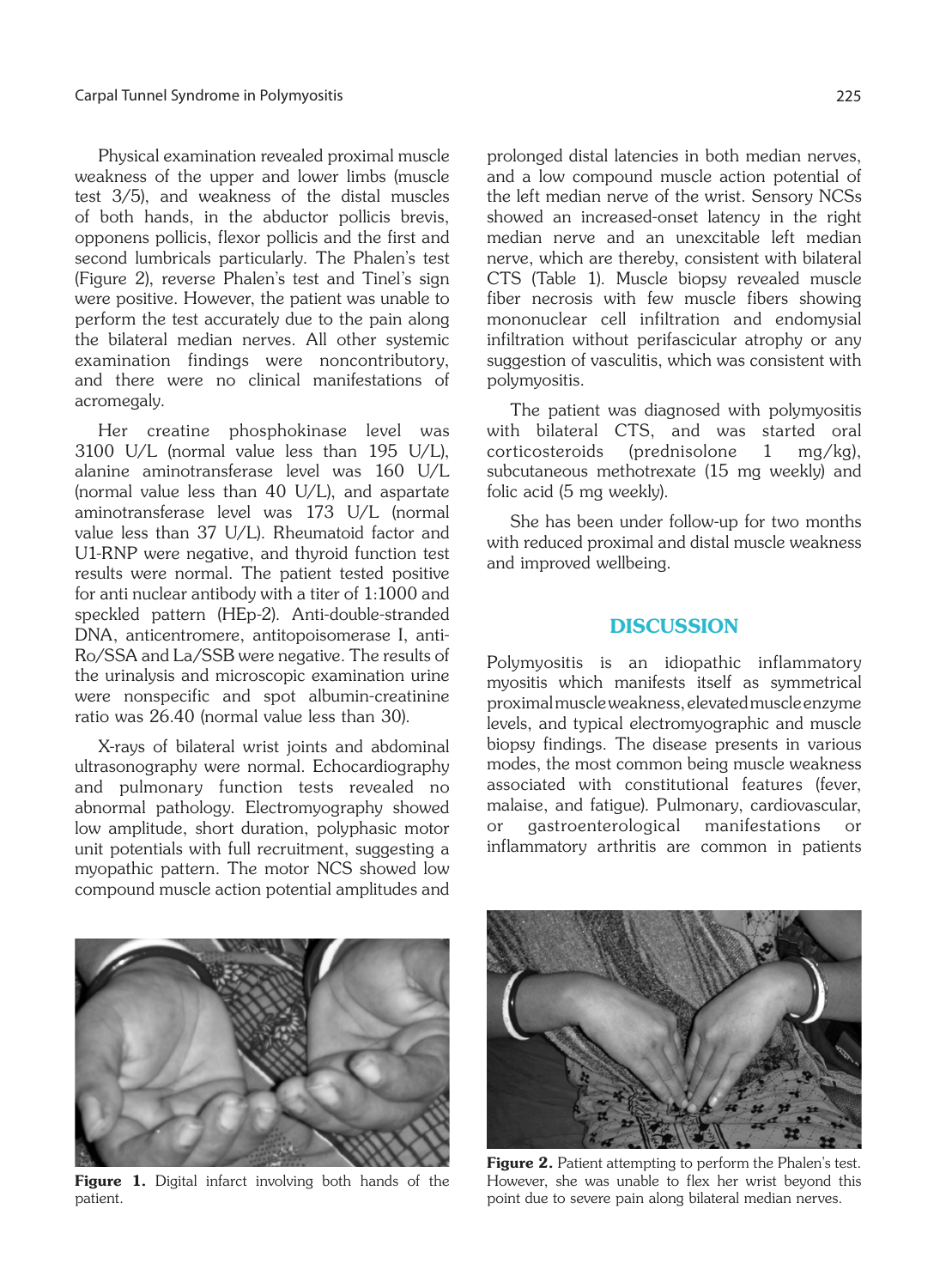Physical examination revealed proximal muscle weakness of the upper and lower limbs (muscle test 3/5), and weakness of the distal muscles of both hands, in the abductor pollicis brevis, opponens pollicis, flexor pollicis and the first and second lumbricals particularly. The Phalen's test (Figure 2), reverse Phalen's test and Tinel's sign were positive. However, the patient was unable to perform the test accurately due to the pain along the bilateral median nerves. All other systemic examination findings were noncontributory, and there were no clinical manifestations of acromegaly.

Her creatine phosphokinase level was 3100 U/L (normal value less than 195 U/L), alanine aminotransferase level was 160 U/L (normal value less than 40 U/L), and aspartate aminotransferase level was 173 U/L (normal value less than 37 U/L). Rheumatoid factor and U1-RNP were negative, and thyroid function test results were normal. The patient tested positive for anti nuclear antibody with a titer of 1:1000 and speckled pattern (HEp-2). Anti-double-stranded DNA, anticentromere, antitopoisomerase I, anti-Ro/SSA and La/SSB were negative. The results of the urinalysis and microscopic examination urine were nonspecific and spot albumin-creatinine ratio was 26.40 (normal value less than 30).

X-rays of bilateral wrist joints and abdominal ultrasonography were normal. Echocardiography and pulmonary function tests revealed no abnormal pathology. Electromyography showed low amplitude, short duration, polyphasic motor unit potentials with full recruitment, suggesting a myopathic pattern. The motor NCS showed low compound muscle action potential amplitudes and prolonged distal latencies in both median nerves, and a low compound muscle action potential of the left median nerve of the wrist. Sensory NCSs showed an increased-onset latency in the right median nerve and an unexcitable left median nerve, which are thereby, consistent with bilateral CTS (Table 1). Muscle biopsy revealed muscle fiber necrosis with few muscle fibers showing mononuclear cell infiltration and endomysial infiltration without perifascicular atrophy or any suggestion of vasculitis, which was consistent with polymyositis.

The patient was diagnosed with polymyositis with bilateral CTS, and was started oral corticosteroids (prednisolone 1 mg/kg), subcutaneous methotrexate (15 mg weekly) and folic acid (5 mg weekly).

She has been under follow-up for two months with reduced proximal and distal muscle weakness and improved wellbeing.

## DISCUSSION

Polymyositis is an idiopathic inflammatory myositis which manifests itself as symmetrical proximal muscle weakness, elevated muscle enzyme levels, and typical electromyographic and muscle biopsy findings. The disease presents in various modes, the most common being muscle weakness associated with constitutional features (fever, malaise, and fatigue). Pulmonary, cardiovascular, or gastroenterological manifestations or inflammatory arthritis are common in patients

**Figure 1.** Digital infarct involving both hands of the patient.

**Figure 2.** Patient attempting to perform the Phalen's test. However, she was unable to flex her wrist beyond this point due to severe pain along bilateral median nerves.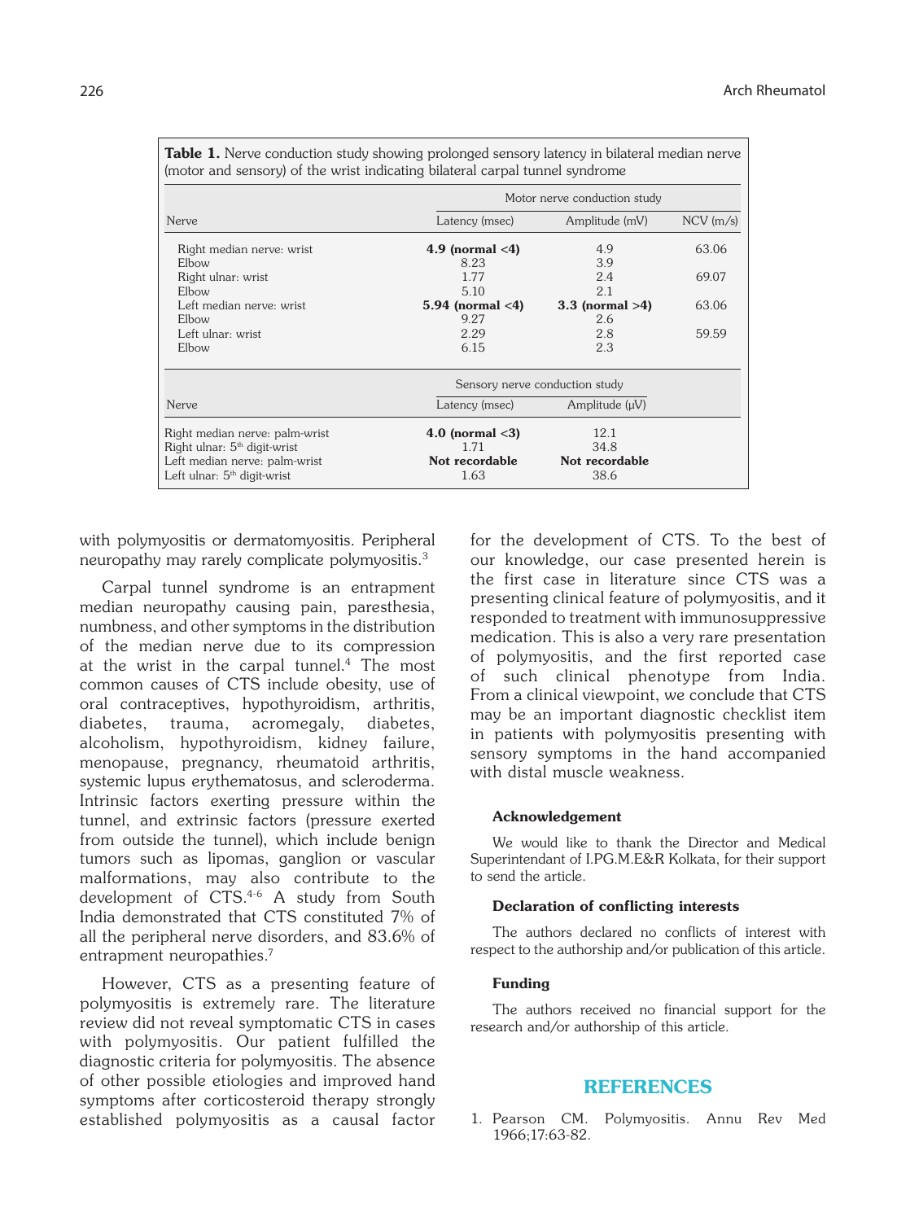**Table 1.** Nerve conduction study showing prolonged sensory latency in bilateral median nerve (motor and sensory) of the wrist indicating bilateral carpal tunnel syndrome

| | Motor nerve conduction study | | |
|---|---|---|---|
| Nerve | Latency (msec) | Amplitude (mV) | NCV (m/s) |
| Right median nerve: wrist | **4.9 (normal <4)** | 4.9 | 63.06 |
| Elbow | 8.23 | 3.9 | |
| Right ulnar: wrist | 1.77 | 2.4 | 69.07 |
| Elbow | 5.10 | 2.1 | |
| Left median nerve: wrist | **5.94 (normal <4)** | **3.3 (normal >4)** | 63.06 |
| Elbow | 9.27 | 2.6 | |
| Left ulnar: wrist | 2.29 | 2.8 | 59.59 |
| Elbow | 6.15 | 2.3 | |
| | **Sensory nerve conduction study** | | |
| Nerve | Latency (msec) | Amplitude (μV) | |
| Right median nerve: palm-wrist | **4.0 (normal <3)** | 12.1 | |
| Right ulnar: 5th digit-wrist | 1.71 | 34.8 | |
| Left median nerve: palm-wrist | **Not recordable** | **Not recordable** | |
| Left ulnar: 5th digit-wrist | 1.63 | 38.6 | |

with polymyositis or dermatomyositis. Peripheral neuropathy may rarely complicate polymyositis.[3]

Carpal tunnel syndrome is an entrapment median neuropathy causing pain, paresthesia, numbness, and other symptoms in the distribution of the median nerve due to its compression at the wrist in the carpal tunnel.[4] The most common causes of CTS include obesity, use of oral contraceptives, hypothyroidism, arthritis, diabetes, trauma, acromegaly, diabetes, alcoholism, hypothyroidism, kidney failure, menopause, pregnancy, rheumatoid arthritis, systemic lupus erythematosus, and scleroderma. Intrinsic factors exerting pressure within the tunnel, and extrinsic factors (pressure exerted from outside the tunnel), which include benign tumors such as lipomas, ganglion or vascular malformations, may also contribute to the development of CTS.[4-6] A study from South India demonstrated that CTS constituted 7% of all the peripheral nerve disorders, and 83.6% of entrapment neuropathies.[7]

However, CTS as a presenting feature of polymyositis is extremely rare. The literature review did not reveal symptomatic CTS in cases with polymyositis. Our patient fulfilled the diagnostic criteria for polymyositis. The absence of other possible etiologies and improved hand symptoms after corticosteroid therapy strongly established polymyositis as a causal factor for the development of CTS. To the best of our knowledge, our case presented herein is the first case in literature since CTS was a presenting clinical feature of polymyositis, and it responded to treatment with immunosuppressive medication. This is also a very rare presentation of polymyositis, and the first reported case of such clinical phenotype from India. From a clinical viewpoint, we conclude that CTS may be an important diagnostic checklist item in patients with polymyositis presenting with sensory symptoms in the hand accompanied with distal muscle weakness.

#### Acknowledgement

We would like to thank the Director and Medical Superintendant of I.PG.M.E&R Kolkata, for their support to send the article.

#### Declaration of conflicting interests

The authors declared no conflicts of interest with respect to the authorship and/or publication of this article.

#### Funding

The authors received no financial support for the research and/or authorship of this article.

## REFERENCES

1. Pearson CM. Polymyositis. Annu Rev Med 1966;17:63-82.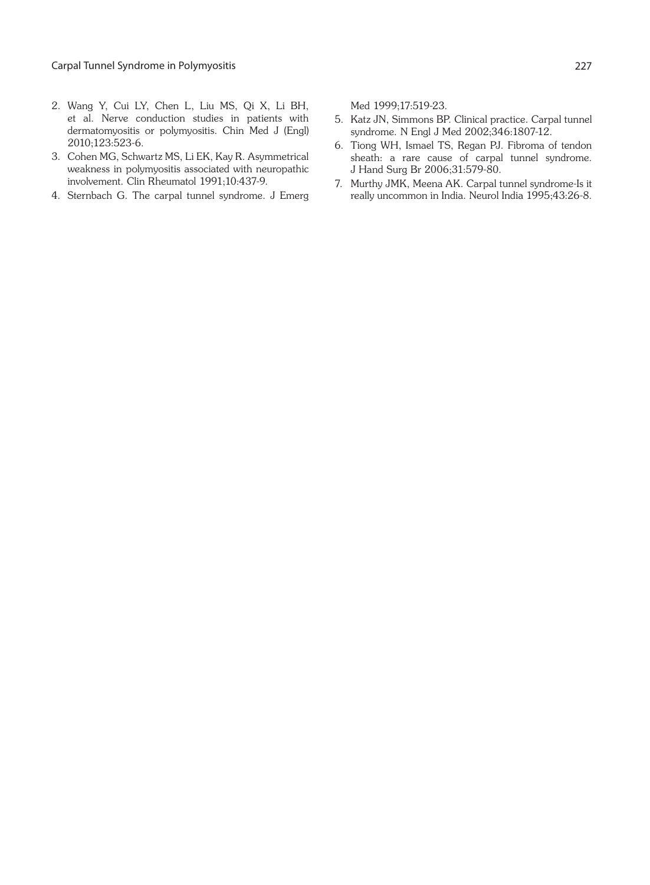2. Wang Y, Cui LY, Chen L, Liu MS, Qi X, Li BH, et al. Nerve conduction studies in patients with dermatomyositis or polymyositis. Chin Med J (Engl) 2010;123:523-6.
3. Cohen MG, Schwartz MS, Li EK, Kay R. Asymmetrical weakness in polymyositis associated with neuropathic involvement. Clin Rheumatol 1991;10:437-9.
4. Sternbach G. The carpal tunnel syndrome. J Emerg Med 1999;17:519-23.
5. Katz JN, Simmons BP. Clinical practice. Carpal tunnel syndrome. N Engl J Med 2002;346:1807-12.
6. Tiong WH, Ismael TS, Regan PJ. Fibroma of tendon sheath: a rare cause of carpal tunnel syndrome. J Hand Surg Br 2006;31:579-80.
7. Murthy JMK, Meena AK. Carpal tunnel syndrome-Is it really uncommon in India. Neurol India 1995;43:26-8.